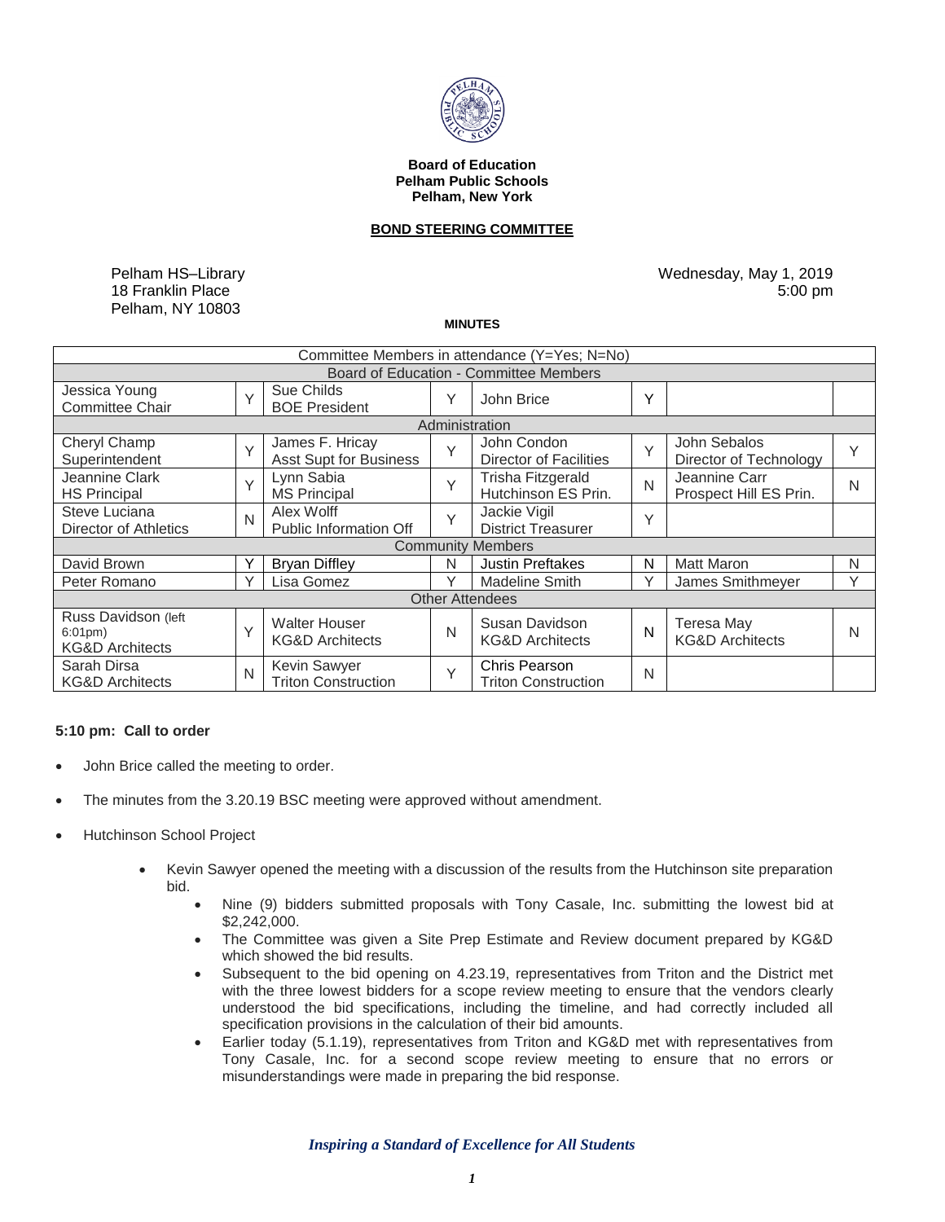**Board of Education**
**Pelham Public Schools**
**Pelham, New York**

**BOND STEERING COMMITTEE**

Pelham HS–Library
18 Franklin Place
Pelham, NY 10803

Wednesday, May 1, 2019
5:00 pm

**MINUTES**

| Committee Members in attendance (Y=Yes; N=No) | | | | | | | |
|---|---|---|---|---|---|---|---|
| **Board of Education - Committee Members** | | | | | | | |
| Jessica Young<br>Committee Chair | Y | Sue Childs<br>BOE President | Y | John Brice | Y | | |
| **Administration** | | | | | | | |
| Cheryl Champ<br>Superintendent | Y | James F. Hricay<br>Asst Supt for Business | Y | John Condon<br>Director of Facilities | Y | John Sebalos<br>Director of Technology | Y |
| Jeannine Clark<br>HS Principal | Y | Lynn Sabia<br>MS Principal | Y | Trisha Fitzgerald<br>Hutchinson ES Prin. | N | Jeannine Carr<br>Prospect Hill ES Prin. | N |
| Steve Luciana<br>Director of Athletics | N | Alex Wolff<br>Public Information Off | Y | Jackie Vigil<br>District Treasurer | Y | | |
| **Community Members** | | | | | | | |
| David Brown | Y | Bryan Diffley | N | Justin Preftakes | N | Matt Maron | N |
| Peter Romano | Y | Lisa Gomez | Y | Madeline Smith | Y | James Smithmeyer | Y |
| **Other Attendees** | | | | | | | |
| Russ Davidson (left 6:01pm)<br>KG&D Architects | Y | Walter Houser<br>KG&D Architects | N | Susan Davidson<br>KG&D Architects | N | Teresa May<br>KG&D Architects | N |
| Sarah Dirsa<br>KG&D Architects | N | Kevin Sawyer<br>Triton Construction | Y | Chris Pearson<br>Triton Construction | N | | |

**5:10 pm: Call to order**

- John Brice called the meeting to order.
- The minutes from the 3.20.19 BSC meeting were approved without amendment.
- Hutchinson School Project
  - Kevin Sawyer opened the meeting with a discussion of the results from the Hutchinson site preparation bid.
    - Nine (9) bidders submitted proposals with Tony Casale, Inc. submitting the lowest bid at $2,242,000.
    - The Committee was given a Site Prep Estimate and Review document prepared by KG&D which showed the bid results.
    - Subsequent to the bid opening on 4.23.19, representatives from Triton and the District met with the three lowest bidders for a scope review meeting to ensure that the vendors clearly understood the bid specifications, including the timeline, and had correctly included all specification provisions in the calculation of their bid amounts.
    - Earlier today (5.1.19), representatives from Triton and KG&D met with representatives from Tony Casale, Inc. for a second scope review meeting to ensure that no errors or misunderstandings were made in preparing the bid response.

*Inspiring a Standard of Excellence for All Students*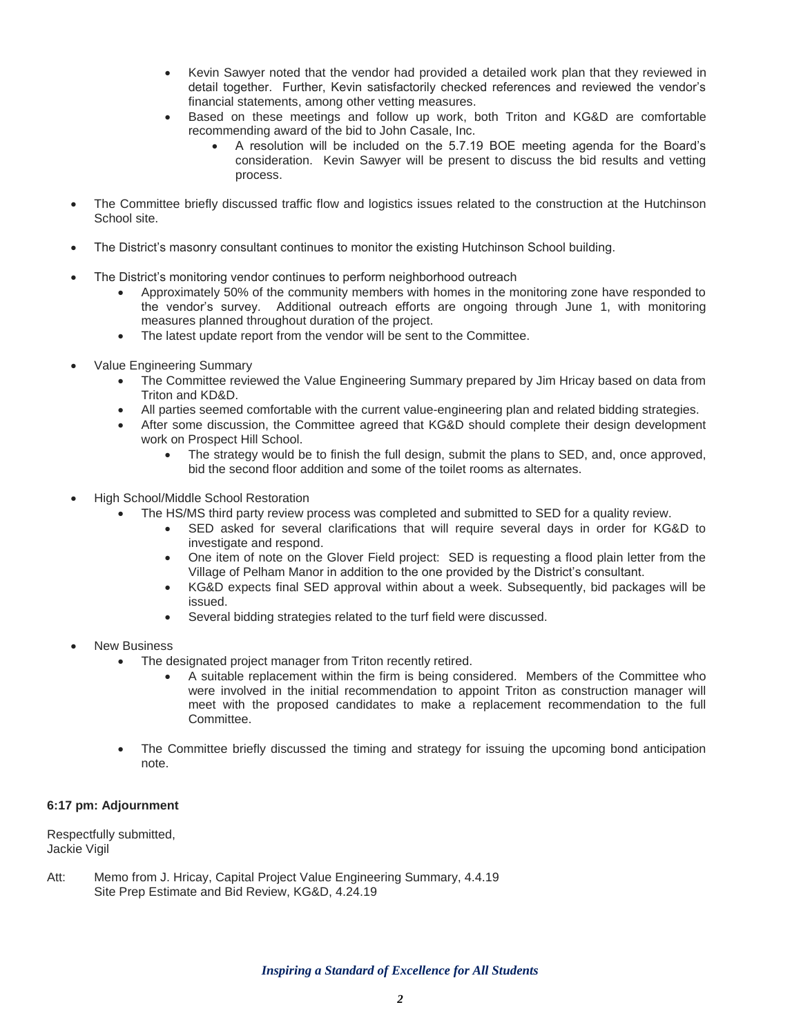- Kevin Sawyer noted that the vendor had provided a detailed work plan that they reviewed in detail together. Further, Kevin satisfactorily checked references and reviewed the vendor's financial statements, among other vetting measures.
        - Based on these meetings and follow up work, both Triton and KG&D are comfortable recommending award of the bid to John Casale, Inc.
            - A resolution will be included on the 5.7.19 BOE meeting agenda for the Board's consideration. Kevin Sawyer will be present to discuss the bid results and vetting process.

- The Committee briefly discussed traffic flow and logistics issues related to the construction at the Hutchinson School site.

- The District's masonry consultant continues to monitor the existing Hutchinson School building.

- The District's monitoring vendor continues to perform neighborhood outreach
    - Approximately 50% of the community members with homes in the monitoring zone have responded to the vendor's survey. Additional outreach efforts are ongoing through June 1, with monitoring measures planned throughout duration of the project.
    - The latest update report from the vendor will be sent to the Committee.

- Value Engineering Summary
    - The Committee reviewed the Value Engineering Summary prepared by Jim Hricay based on data from Triton and KD&D.
    - All parties seemed comfortable with the current value-engineering plan and related bidding strategies.
    - After some discussion, the Committee agreed that KG&D should complete their design development work on Prospect Hill School.
        - The strategy would be to finish the full design, submit the plans to SED, and, once approved, bid the second floor addition and some of the toilet rooms as alternates.

- High School/Middle School Restoration
    - The HS/MS third party review process was completed and submitted to SED for a quality review.
        - SED asked for several clarifications that will require several days in order for KG&D to investigate and respond.
        - One item of note on the Glover Field project: SED is requesting a flood plain letter from the Village of Pelham Manor in addition to the one provided by the District's consultant.
        - KG&D expects final SED approval within about a week. Subsequently, bid packages will be issued.
        - Several bidding strategies related to the turf field were discussed.

- New Business
    - The designated project manager from Triton recently retired.
        - A suitable replacement within the firm is being considered. Members of the Committee who were involved in the initial recommendation to appoint Triton as construction manager will meet with the proposed candidates to make a replacement recommendation to the full Committee.

    - The Committee briefly discussed the timing and strategy for issuing the upcoming bond anticipation note.

**6:17 pm: Adjournment**

Respectfully submitted,
Jackie Vigil

Att: Memo from J. Hricay, Capital Project Value Engineering Summary, 4.4.19
Site Prep Estimate and Bid Review, KG&D, 4.24.19

***Inspiring a Standard of Excellence for All Students***